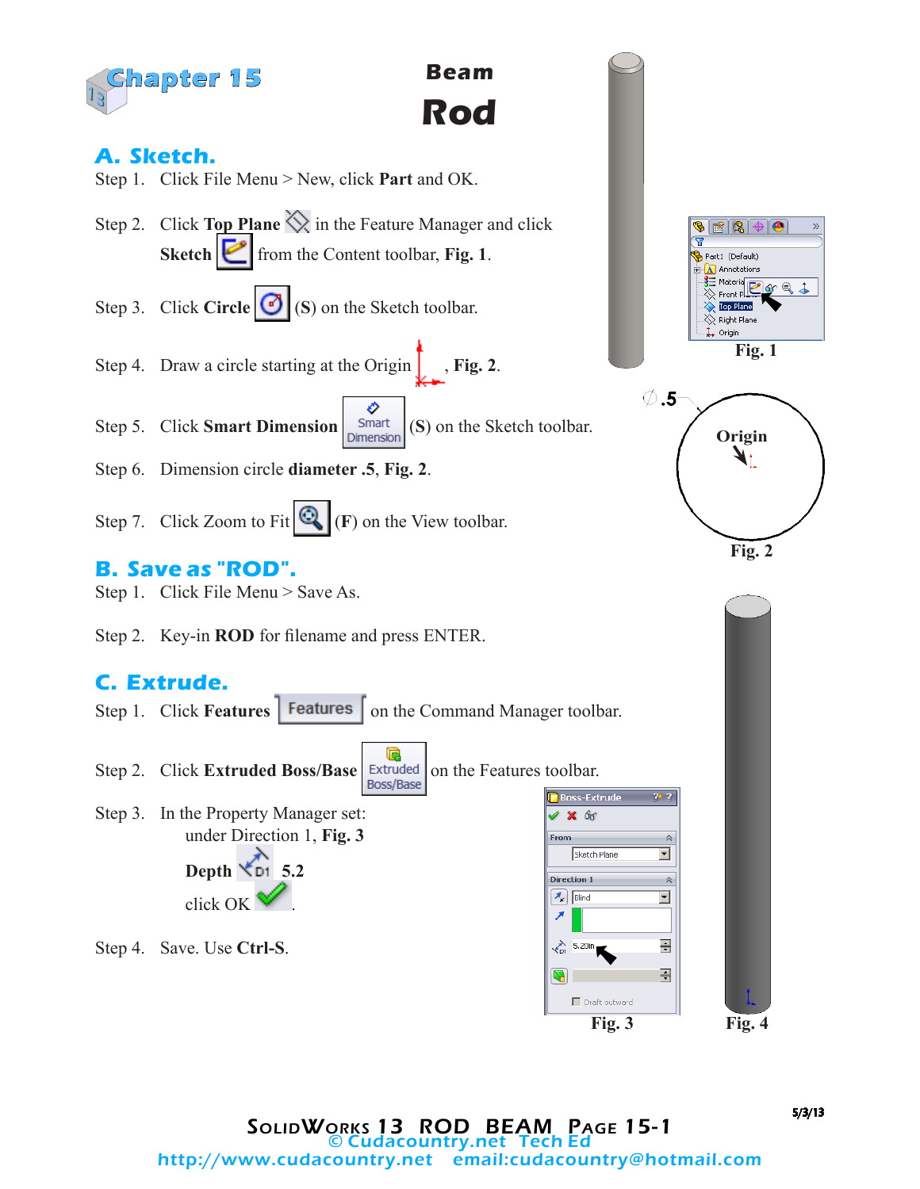# Chapter 15

## Beam
# Rod

## A. Sketch.

Step 1. Click File Menu > New, click **Part** and OK.

Step 2. Click **Top Plane** in the Feature Manager and click **Sketch** from the Content toolbar, **Fig. 1**.

Step 3. Click **Circle** (**S**) on the Sketch toolbar.

Step 4. Draw a circle starting at the Origin, **Fig. 2**.

Step 5. Click **Smart Dimension** (**S**) on the Sketch toolbar.

Step 6. Dimension circle **diameter .5**, **Fig. 2**.

Step 7. Click Zoom to Fit (**F**) on the View toolbar.

Fig. 1

Fig. 2

## B. Save as "ROD".

Step 1. Click File Menu > Save As.

Step 2. Key-in **ROD** for filename and press ENTER.

## C. Extrude.

Step 1. Click **Features** on the Command Manager toolbar.

Step 2. Click **Extruded Boss/Base** on the Features toolbar.

Step 3. In the Property Manager set:
under Direction 1, **Fig. 3**

**Depth** **5.2**

click OK .

Step 4. Save. Use **Ctrl-S**.

Fig. 3

Fig. 4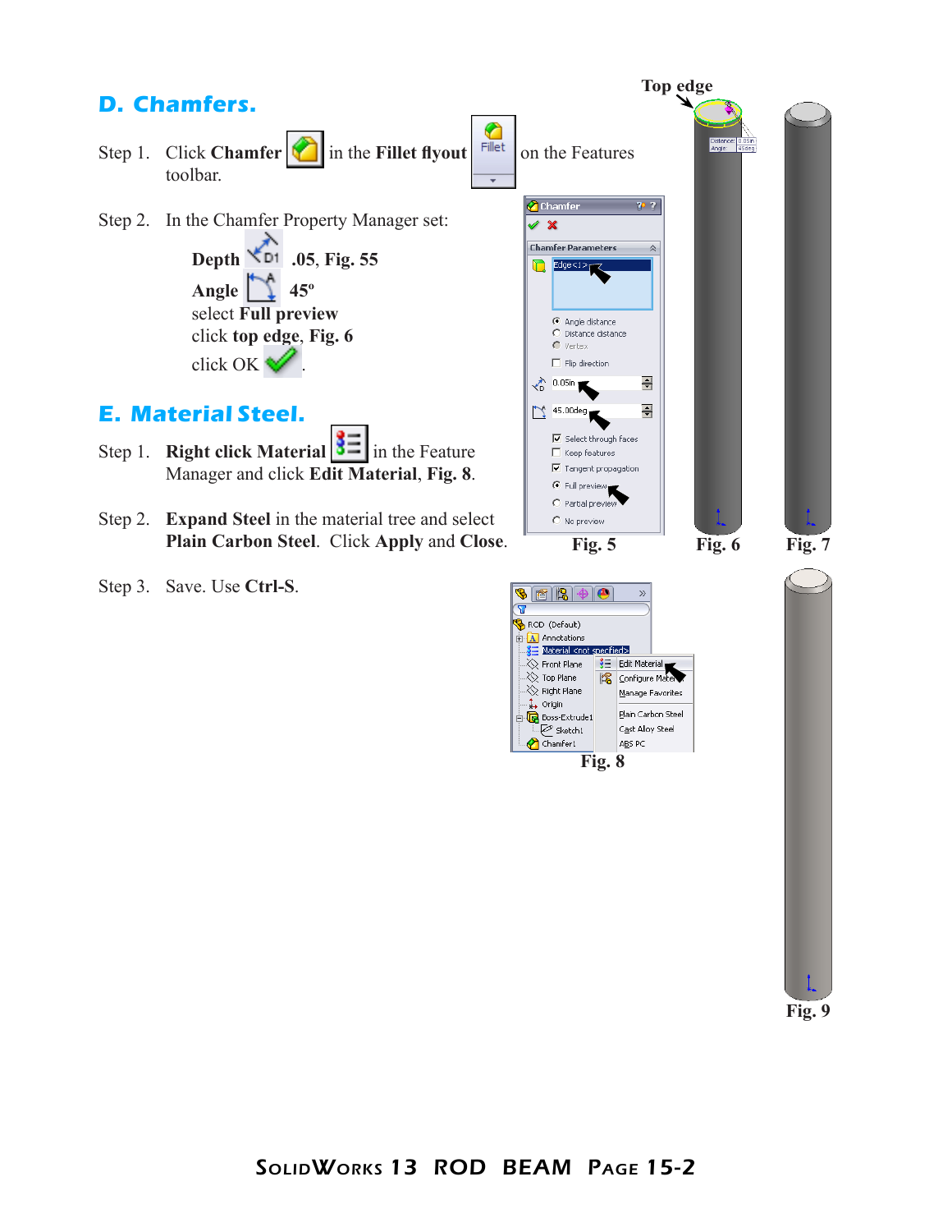## D. Chamfers.

Step 1. Click **Chamfer** in the **Fillet flyout** on the Features toolbar.

Step 2. In the Chamfer Property Manager set:

**Depth** .05, **Fig. 55**
**Angle** 45º
select **Full preview**
click **top edge**, **Fig. 6**
click OK.

## E. Material Steel.

Step 1. **Right click Material** in the Feature Manager and click **Edit Material**, **Fig. 8**.

Step 2. **Expand Steel** in the material tree and select **Plain Carbon Steel**. Click **Apply** and **Close**.

Step 3. Save. Use **Ctrl-S**.

Top edge

Fig. 5

Fig. 6

Fig. 7

Fig. 8

Fig. 9